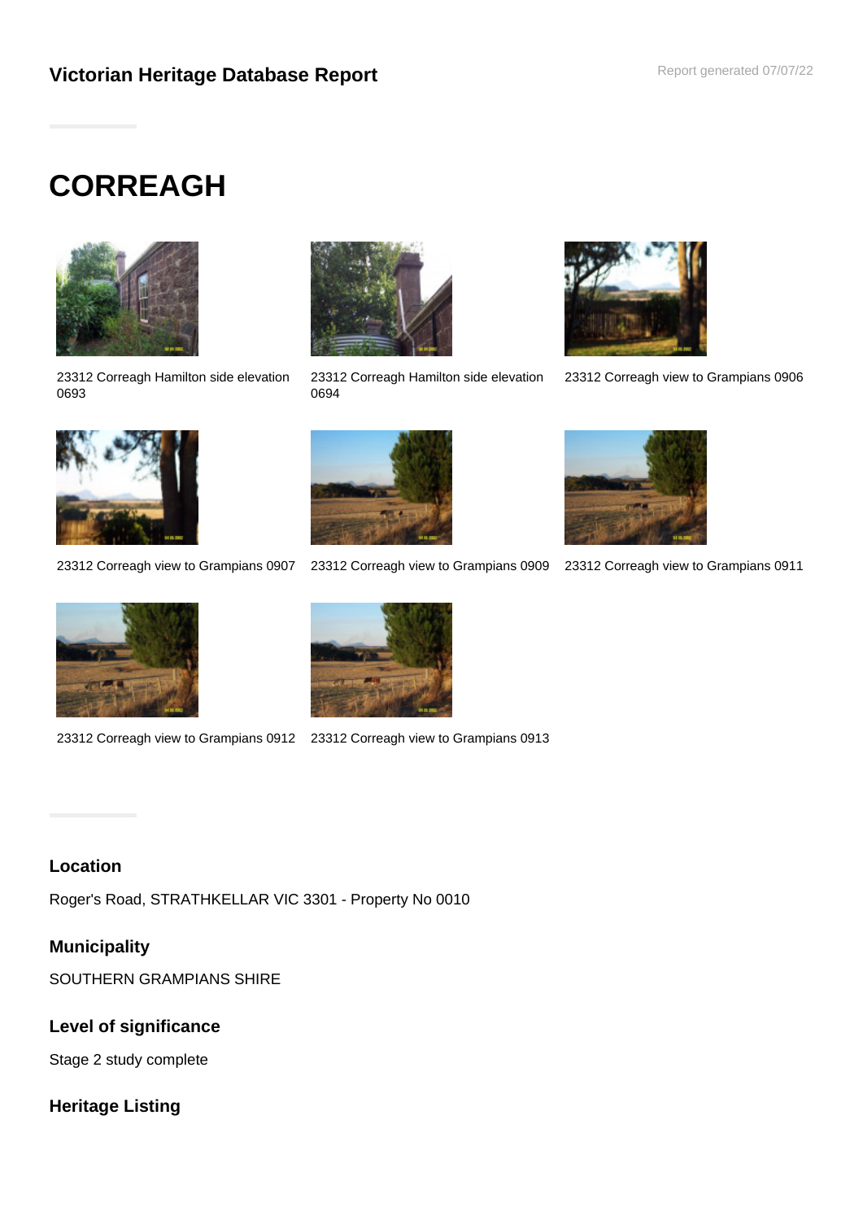## Victorian Heritage Database Report

Report generated 07/07/22

# CORREAGH

23312 Correagh Hamilton side elevation 0693

23312 Correagh Hamilton side elevation 0694

23312 Correagh view to Grampians 0906

23312 Correagh view to Grampians 0907

23312 Correagh view to Grampians 0909

23312 Correagh view to Grampians 0911

23312 Correagh view to Grampians 0912

23312 Correagh view to Grampians 0913

### Location

Roger's Road, STRATHKELLAR VIC 3301 - Property No 0010

### Municipality

SOUTHERN GRAMPIANS SHIRE

### Level of significance

Stage 2 study complete

### Heritage Listing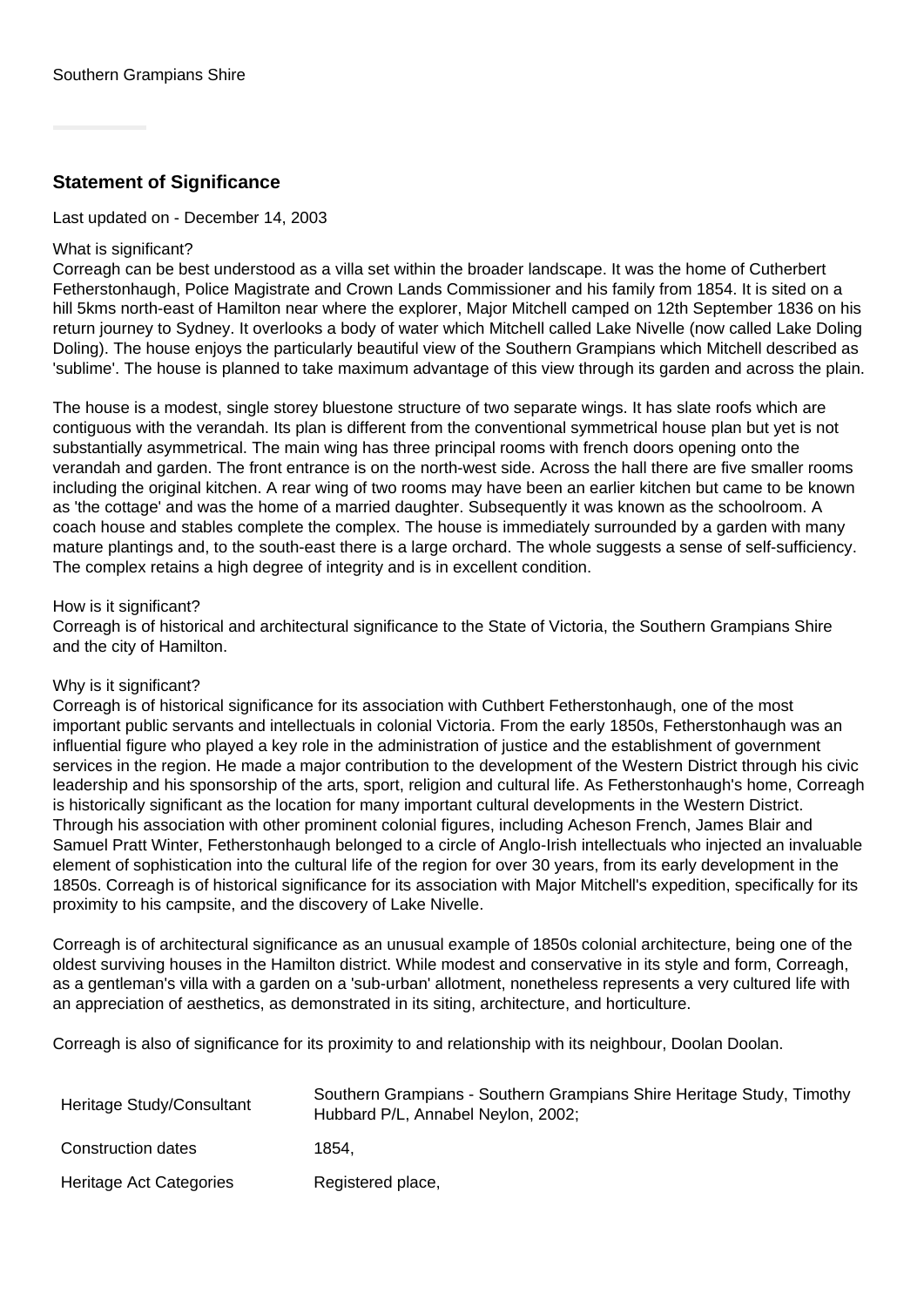Southern Grampians Shire

## Statement of Significance

Last updated on - December 14, 2003

What is significant?
Correagh can be best understood as a villa set within the broader landscape. It was the home of Cutherbert Fetherstonhaugh, Police Magistrate and Crown Lands Commissioner and his family from 1854. It is sited on a hill 5kms north-east of Hamilton near where the explorer, Major Mitchell camped on 12th September 1836 on his return journey to Sydney. It overlooks a body of water which Mitchell called Lake Nivelle (now called Lake Doling Doling). The house enjoys the particularly beautiful view of the Southern Grampians which Mitchell described as 'sublime'. The house is planned to take maximum advantage of this view through its garden and across the plain.

The house is a modest, single storey bluestone structure of two separate wings. It has slate roofs which are contiguous with the verandah. Its plan is different from the conventional symmetrical house plan but yet is not substantially asymmetrical. The main wing has three principal rooms with french doors opening onto the verandah and garden. The front entrance is on the north-west side. Across the hall there are five smaller rooms including the original kitchen. A rear wing of two rooms may have been an earlier kitchen but came to be known as 'the cottage' and was the home of a married daughter. Subsequently it was known as the schoolroom. A coach house and stables complete the complex. The house is immediately surrounded by a garden with many mature plantings and, to the south-east there is a large orchard. The whole suggests a sense of self-sufficiency. The complex retains a high degree of integrity and is in excellent condition.

How is it significant?
Correagh is of historical and architectural significance to the State of Victoria, the Southern Grampians Shire and the city of Hamilton.

Why is it significant?
Correagh is of historical significance for its association with Cuthbert Fetherstonhaugh, one of the most important public servants and intellectuals in colonial Victoria. From the early 1850s, Fetherstonhaugh was an influential figure who played a key role in the administration of justice and the establishment of government services in the region. He made a major contribution to the development of the Western District through his civic leadership and his sponsorship of the arts, sport, religion and cultural life. As Fetherstonhaugh's home, Correagh is historically significant as the location for many important cultural developments in the Western District. Through his association with other prominent colonial figures, including Acheson French, James Blair and Samuel Pratt Winter, Fetherstonhaugh belonged to a circle of Anglo-Irish intellectuals who injected an invaluable element of sophistication into the cultural life of the region for over 30 years, from its early development in the 1850s. Correagh is of historical significance for its association with Major Mitchell's expedition, specifically for its proximity to his campsite, and the discovery of Lake Nivelle.

Correagh is of architectural significance as an unusual example of 1850s colonial architecture, being one of the oldest surviving houses in the Hamilton district. While modest and conservative in its style and form, Correagh, as a gentleman's villa with a garden on a 'sub-urban' allotment, nonetheless represents a very cultured life with an appreciation of aesthetics, as demonstrated in its siting, architecture, and horticulture.

Correagh is also of significance for its proximity to and relationship with its neighbour, Doolan Doolan.

| | |
|---|---|
| Heritage Study/Consultant | Southern Grampians - Southern Grampians Shire Heritage Study, Timothy Hubbard P/L, Annabel Neylon, 2002; |
| Construction dates | 1854, |
| Heritage Act Categories | Registered place, |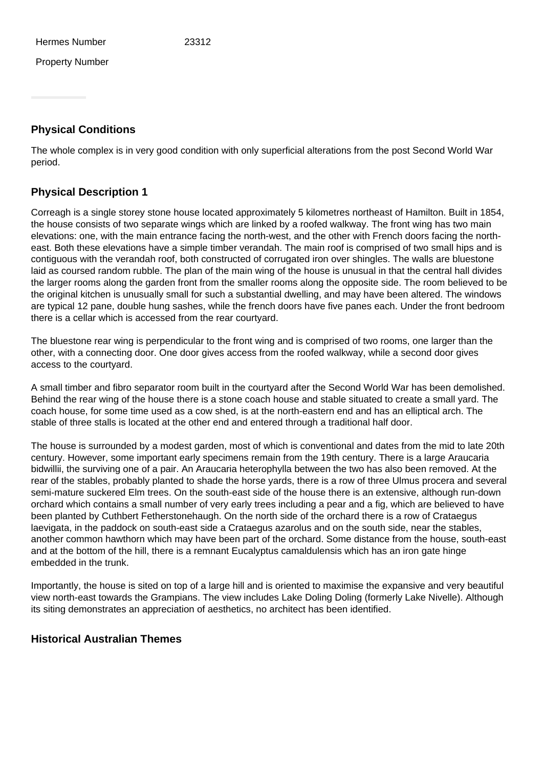| Hermes Number | 23312 |
|---|---|
| Property Number | |

## Physical Conditions

The whole complex is in very good condition with only superficial alterations from the post Second World War period.

## Physical Description 1

Correagh is a single storey stone house located approximately 5 kilometres northeast of Hamilton. Built in 1854, the house consists of two separate wings which are linked by a roofed walkway. The front wing has two main elevations: one, with the main entrance facing the north-west, and the other with French doors facing the north-east. Both these elevations have a simple timber verandah. The main roof is comprised of two small hips and is contiguous with the verandah roof, both constructed of corrugated iron over shingles. The walls are bluestone laid as coursed random rubble. The plan of the main wing of the house is unusual in that the central hall divides the larger rooms along the garden front from the smaller rooms along the opposite side. The room believed to be the original kitchen is unusually small for such a substantial dwelling, and may have been altered. The windows are typical 12 pane, double hung sashes, while the french doors have five panes each. Under the front bedroom there is a cellar which is accessed from the rear courtyard.

The bluestone rear wing is perpendicular to the front wing and is comprised of two rooms, one larger than the other, with a connecting door. One door gives access from the roofed walkway, while a second door gives access to the courtyard.

A small timber and fibro separator room built in the courtyard after the Second World War has been demolished. Behind the rear wing of the house there is a stone coach house and stable situated to create a small yard. The coach house, for some time used as a cow shed, is at the north-eastern end and has an elliptical arch. The stable of three stalls is located at the other end and entered through a traditional half door.

The house is surrounded by a modest garden, most of which is conventional and dates from the mid to late 20th century. However, some important early specimens remain from the 19th century. There is a large Araucaria bidwillii, the surviving one of a pair. An Araucaria heterophylla between the two has also been removed. At the rear of the stables, probably planted to shade the horse yards, there is a row of three Ulmus procera and several semi-mature suckered Elm trees. On the south-east side of the house there is an extensive, although run-down orchard which contains a small number of very early trees including a pear and a fig, which are believed to have been planted by Cuthbert Fetherstonehaugh. On the north side of the orchard there is a row of Crataegus laevigata, in the paddock on south-east side a Crataegus azarolus and on the south side, near the stables, another common hawthorn which may have been part of the orchard. Some distance from the house, south-east and at the bottom of the hill, there is a remnant Eucalyptus camaldulensis which has an iron gate hinge embedded in the trunk.

Importantly, the house is sited on top of a large hill and is oriented to maximise the expansive and very beautiful view north-east towards the Grampians. The view includes Lake Doling Doling (formerly Lake Nivelle). Although its siting demonstrates an appreciation of aesthetics, no architect has been identified.

## Historical Australian Themes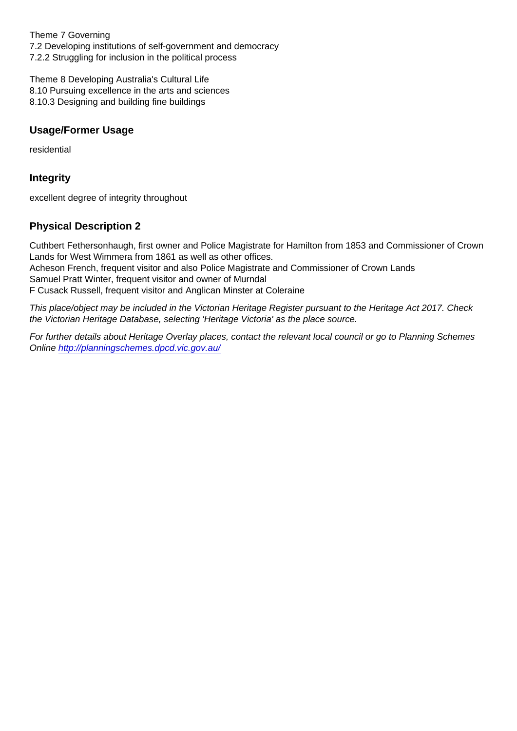Theme 7 Governing
7.2 Developing institutions of self-government and democracy
7.2.2 Struggling for inclusion in the political process

Theme 8 Developing Australia's Cultural Life
8.10 Pursuing excellence in the arts and sciences
8.10.3 Designing and building fine buildings

## Usage/Former Usage

residential

## Integrity

excellent degree of integrity throughout

## Physical Description 2

Cuthbert Fethersonhaugh, first owner and Police Magistrate for Hamilton from 1853 and Commissioner of Crown Lands for West Wimmera from 1861 as well as other offices.
Acheson French, frequent visitor and also Police Magistrate and Commissioner of Crown Lands
Samuel Pratt Winter, frequent visitor and owner of Murndal
F Cusack Russell, frequent visitor and Anglican Minster at Coleraine

*This place/object may be included in the Victorian Heritage Register pursuant to the Heritage Act 2017. Check the Victorian Heritage Database, selecting 'Heritage Victoria' as the place source.*

*For further details about Heritage Overlay places, contact the relevant local council or go to Planning Schemes Online [http://planningschemes.dpcd.vic.gov.au/](http://planningschemes.dpcd.vic.gov.au/)*